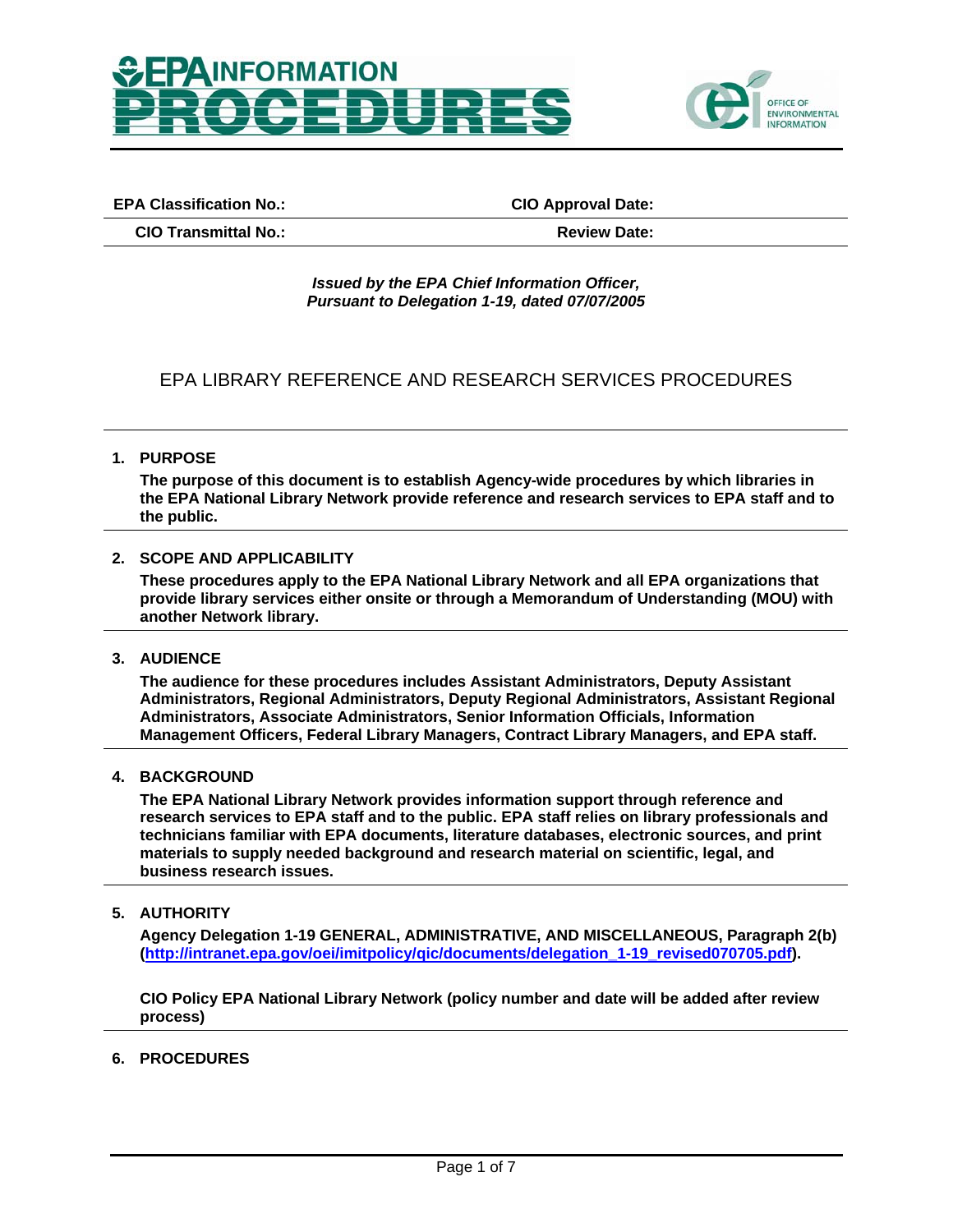# EPA INFORMATION PROCEDURES

OFFICE OF ENVIRONMENTAL INFORMATION

| **EPA Classification No.:** | **CIO Approval Date:** |
|---|---|
| **CIO Transmittal No.:** | **Review Date:** |

***Issued by the EPA Chief Information Officer,***
***Pursuant to Delegation 1-19, dated 07/07/2005***

## EPA LIBRARY REFERENCE AND RESEARCH SERVICES PROCEDURES

### 1. PURPOSE

**The purpose of this document is to establish Agency-wide procedures by which libraries in the EPA National Library Network provide reference and research services to EPA staff and to the public.**

### 2. SCOPE AND APPLICABILITY

**These procedures apply to the EPA National Library Network and all EPA organizations that provide library services either onsite or through a Memorandum of Understanding (MOU) with another Network library.**

### 3. AUDIENCE

**The audience for these procedures includes Assistant Administrators, Deputy Assistant Administrators, Regional Administrators, Deputy Regional Administrators, Assistant Regional Administrators, Associate Administrators, Senior Information Officials, Information Management Officers, Federal Library Managers, Contract Library Managers, and EPA staff.**

### 4. BACKGROUND

**The EPA National Library Network provides information support through reference and research services to EPA staff and to the public. EPA staff relies on library professionals and technicians familiar with EPA documents, literature databases, electronic sources, and print materials to supply needed background and research material on scientific, legal, and business research issues.**

### 5. AUTHORITY

**Agency Delegation 1-19 GENERAL, ADMINISTRATIVE, AND MISCELLANEOUS, Paragraph 2(b) (http://intranet.epa.gov/oei/imitpolicy/qic/documents/delegation_1-19_revised070705.pdf).**

**CIO Policy EPA National Library Network (policy number and date will be added after review process)**

### 6. PROCEDURES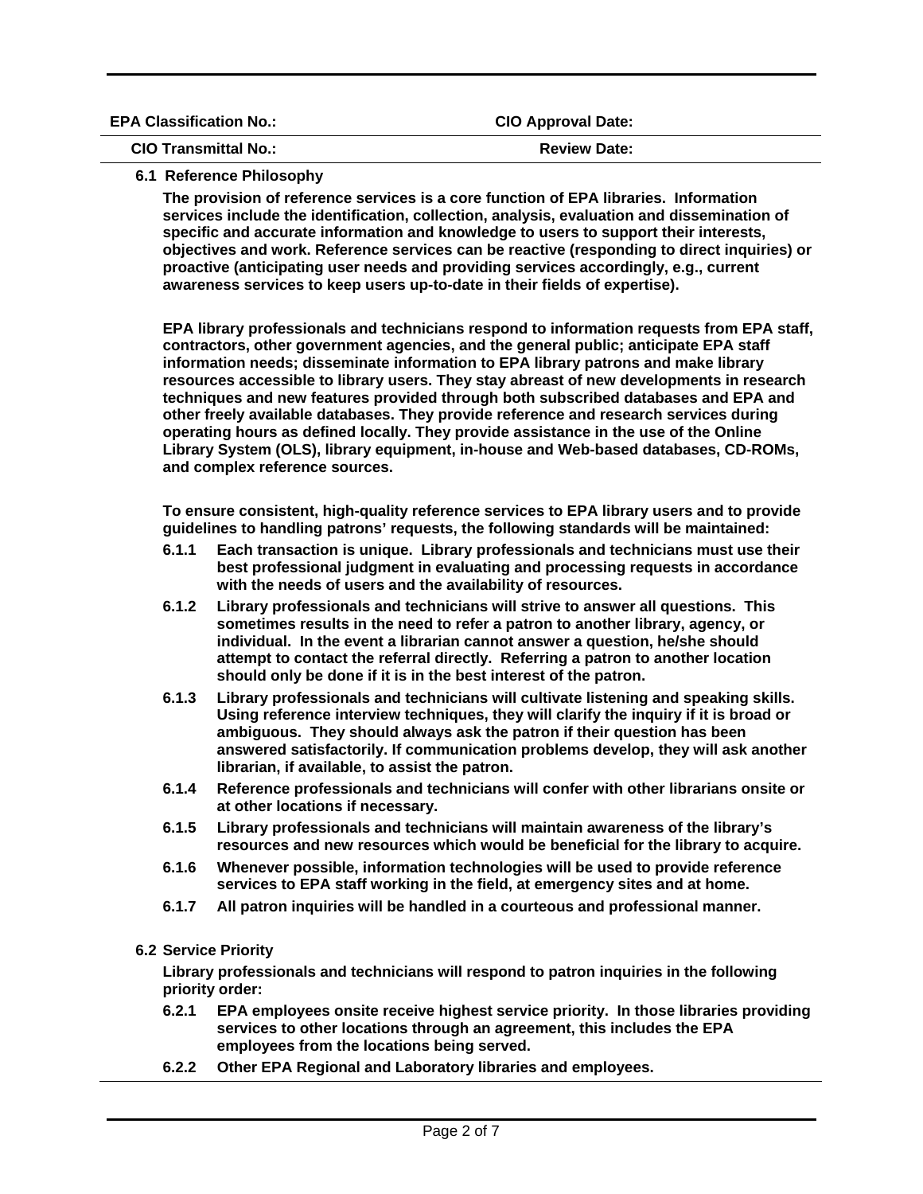| EPA Classification No.: | CIO Approval Date: |
| --- | --- |
| CIO Transmittal No.: | Review Date: |

## 6.1 Reference Philosophy

The provision of reference services is a core function of EPA libraries. Information services include the identification, collection, analysis, evaluation and dissemination of specific and accurate information and knowledge to users to support their interests, objectives and work. Reference services can be reactive (responding to direct inquiries) or proactive (anticipating user needs and providing services accordingly, e.g., current awareness services to keep users up-to-date in their fields of expertise).

EPA library professionals and technicians respond to information requests from EPA staff, contractors, other government agencies, and the general public; anticipate EPA staff information needs; disseminate information to EPA library patrons and make library resources accessible to library users. They stay abreast of new developments in research techniques and new features provided through both subscribed databases and EPA and other freely available databases. They provide reference and research services during operating hours as defined locally. They provide assistance in the use of the Online Library System (OLS), library equipment, in-house and Web-based databases, CD-ROMs, and complex reference sources.

To ensure consistent, high-quality reference services to EPA library users and to provide guidelines to handling patrons' requests, the following standards will be maintained:

**6.1.1** Each transaction is unique. Library professionals and technicians must use their best professional judgment in evaluating and processing requests in accordance with the needs of users and the availability of resources.

**6.1.2** Library professionals and technicians will strive to answer all questions. This sometimes results in the need to refer a patron to another library, agency, or individual. In the event a librarian cannot answer a question, he/she should attempt to contact the referral directly. Referring a patron to another location should only be done if it is in the best interest of the patron.

**6.1.3** Library professionals and technicians will cultivate listening and speaking skills. Using reference interview techniques, they will clarify the inquiry if it is broad or ambiguous. They should always ask the patron if their question has been answered satisfactorily. If communication problems develop, they will ask another librarian, if available, to assist the patron.

**6.1.4** Reference professionals and technicians will confer with other librarians onsite or at other locations if necessary.

**6.1.5** Library professionals and technicians will maintain awareness of the library's resources and new resources which would be beneficial for the library to acquire.

**6.1.6** Whenever possible, information technologies will be used to provide reference services to EPA staff working in the field, at emergency sites and at home.

**6.1.7** All patron inquiries will be handled in a courteous and professional manner.

## 6.2 Service Priority

Library professionals and technicians will respond to patron inquiries in the following priority order:

**6.2.1** EPA employees onsite receive highest service priority. In those libraries providing services to other locations through an agreement, this includes the EPA employees from the locations being served.

**6.2.2** Other EPA Regional and Laboratory libraries and employees.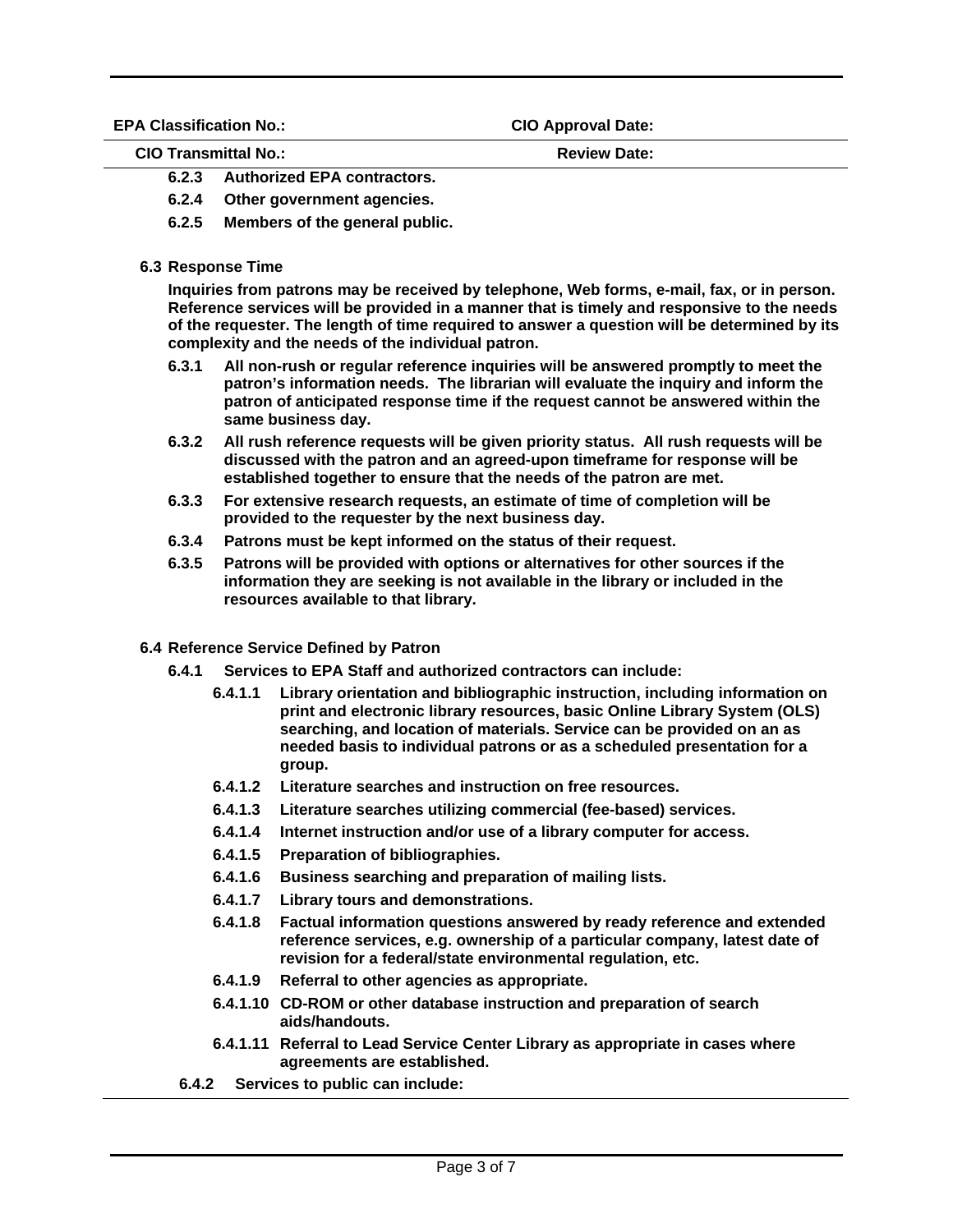**6.2.3 Authorized EPA contractors.**

**6.2.4 Other government agencies.**

**6.2.5 Members of the general public.**

**6.3 Response Time**

**Inquiries from patrons may be received by telephone, Web forms, e-mail, fax, or in person. Reference services will be provided in a manner that is timely and responsive to the needs of the requester. The length of time required to answer a question will be determined by its complexity and the needs of the individual patron.**

**6.3.1 All non-rush or regular reference inquiries will be answered promptly to meet the patron's information needs. The librarian will evaluate the inquiry and inform the patron of anticipated response time if the request cannot be answered within the same business day.**

**6.3.2 All rush reference requests will be given priority status. All rush requests will be discussed with the patron and an agreed-upon timeframe for response will be established together to ensure that the needs of the patron are met.**

**6.3.3 For extensive research requests, an estimate of time of completion will be provided to the requester by the next business day.**

**6.3.4 Patrons must be kept informed on the status of their request.**

**6.3.5 Patrons will be provided with options or alternatives for other sources if the information they are seeking is not available in the library or included in the resources available to that library.**

**6.4 Reference Service Defined by Patron**

**6.4.1 Services to EPA Staff and authorized contractors can include:**

**6.4.1.1 Library orientation and bibliographic instruction, including information on print and electronic library resources, basic Online Library System (OLS) searching, and location of materials. Service can be provided on an as needed basis to individual patrons or as a scheduled presentation for a group.**

**6.4.1.2 Literature searches and instruction on free resources.**

**6.4.1.3 Literature searches utilizing commercial (fee-based) services.**

**6.4.1.4 Internet instruction and/or use of a library computer for access.**

**6.4.1.5 Preparation of bibliographies.**

**6.4.1.6 Business searching and preparation of mailing lists.**

**6.4.1.7 Library tours and demonstrations.**

**6.4.1.8 Factual information questions answered by ready reference and extended reference services, e.g. ownership of a particular company, latest date of revision for a federal/state environmental regulation, etc.**

**6.4.1.9 Referral to other agencies as appropriate.**

**6.4.1.10 CD-ROM or other database instruction and preparation of search aids/handouts.**

**6.4.1.11 Referral to Lead Service Center Library as appropriate in cases where agreements are established.**

**6.4.2 Services to public can include:**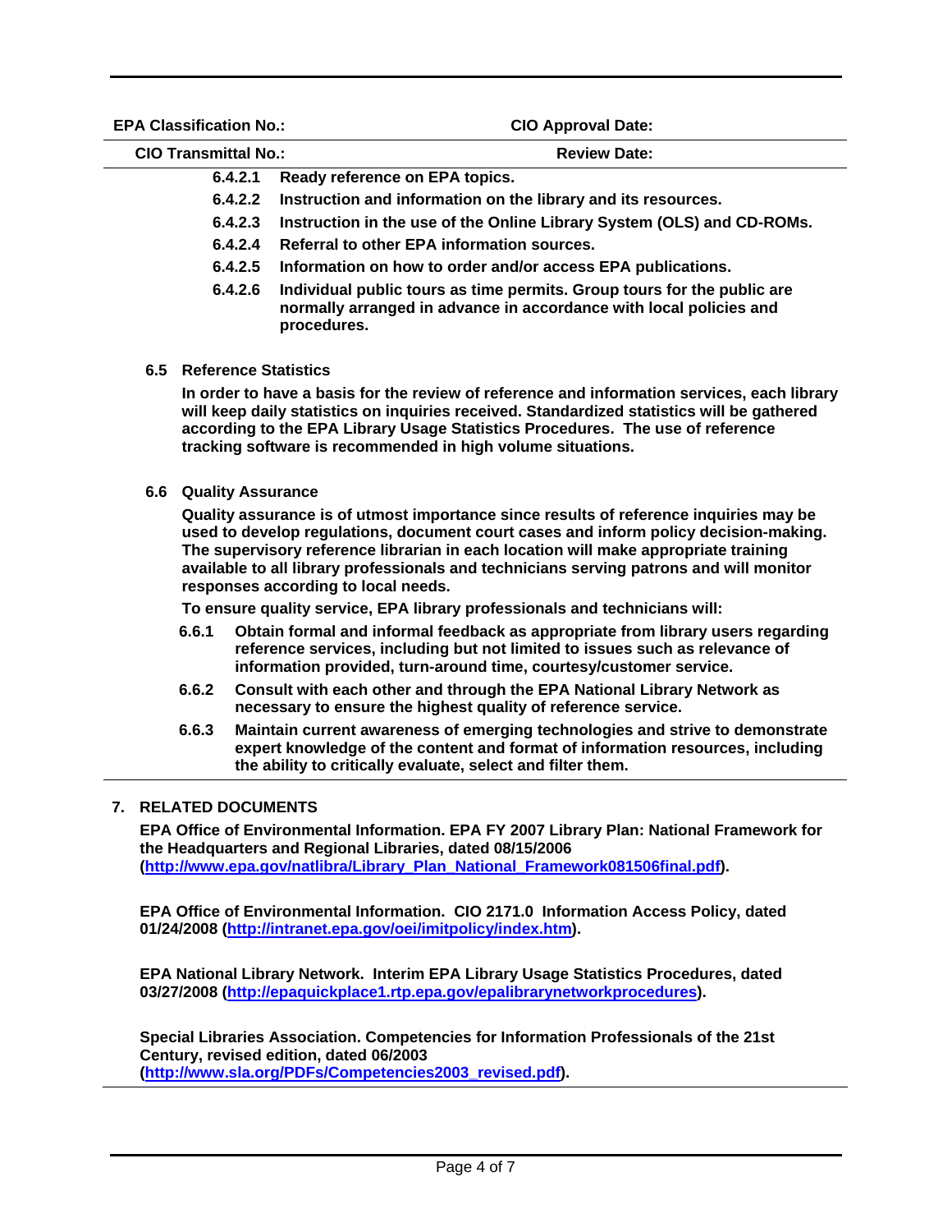**EPA Classification No.:** **CIO Approval Date:**

**CIO Transmittal No.:** **Review Date:**

**6.4.2.1 Ready reference on EPA topics.**

**6.4.2.2 Instruction and information on the library and its resources.**

**6.4.2.3 Instruction in the use of the Online Library System (OLS) and CD-ROMs.**

**6.4.2.4 Referral to other EPA information sources.**

**6.4.2.5 Information on how to order and/or access EPA publications.**

**6.4.2.6 Individual public tours as time permits. Group tours for the public are normally arranged in advance in accordance with local policies and procedures.**

### 6.5 Reference Statistics

**In order to have a basis for the review of reference and information services, each library will keep daily statistics on inquiries received. Standardized statistics will be gathered according to the EPA Library Usage Statistics Procedures. The use of reference tracking software is recommended in high volume situations.**

### 6.6 Quality Assurance

**Quality assurance is of utmost importance since results of reference inquiries may be used to develop regulations, document court cases and inform policy decision-making. The supervisory reference librarian in each location will make appropriate training available to all library professionals and technicians serving patrons and will monitor responses according to local needs.**

**To ensure quality service, EPA library professionals and technicians will:**

**6.6.1 Obtain formal and informal feedback as appropriate from library users regarding reference services, including but not limited to issues such as relevance of information provided, turn-around time, courtesy/customer service.**

**6.6.2 Consult with each other and through the EPA National Library Network as necessary to ensure the highest quality of reference service.**

**6.6.3 Maintain current awareness of emerging technologies and strive to demonstrate expert knowledge of the content and format of information resources, including the ability to critically evaluate, select and filter them.**

## 7. RELATED DOCUMENTS

**EPA Office of Environmental Information. EPA FY 2007 Library Plan: National Framework for the Headquarters and Regional Libraries, dated 08/15/2006 (http://www.epa.gov/natlibra/Library_Plan_National_Framework081506final.pdf).**

**EPA Office of Environmental Information. CIO 2171.0 Information Access Policy, dated 01/24/2008 (http://intranet.epa.gov/oei/imitpolicy/index.htm).**

**EPA National Library Network. Interim EPA Library Usage Statistics Procedures, dated 03/27/2008 (http://epaquickplace1.rtp.epa.gov/epalibrarynetworkprocedures).**

**Special Libraries Association. Competencies for Information Professionals of the 21st Century, revised edition, dated 06/2003 (http://www.sla.org/PDFs/Competencies2003_revised.pdf).**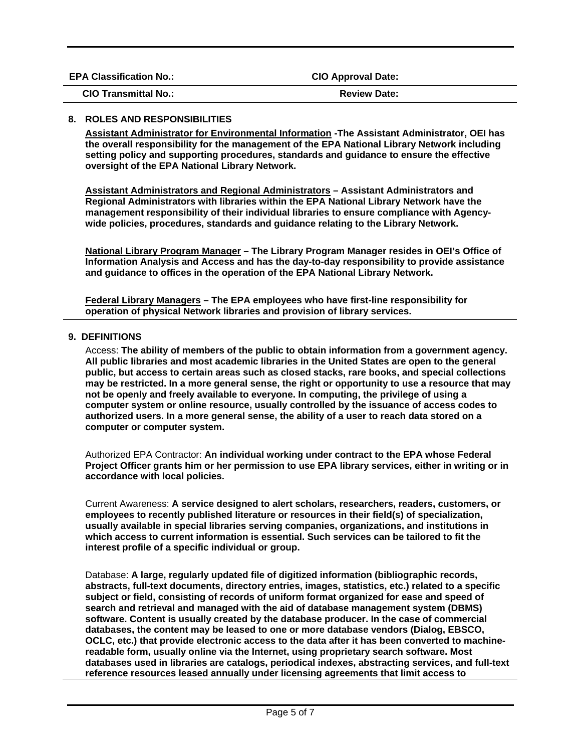| EPA Classification No.: | CIO Approval Date: |
|---|---|
| CIO Transmittal No.: | Review Date: |

## 8. ROLES AND RESPONSIBILITIES

**Assistant Administrator for Environmental Information -The Assistant Administrator, OEI has the overall responsibility for the management of the EPA National Library Network including setting policy and supporting procedures, standards and guidance to ensure the effective oversight of the EPA National Library Network.**

**Assistant Administrators and Regional Administrators – Assistant Administrators and Regional Administrators with libraries within the EPA National Library Network have the management responsibility of their individual libraries to ensure compliance with Agency-wide policies, procedures, standards and guidance relating to the Library Network.**

**National Library Program Manager – The Library Program Manager resides in OEI's Office of Information Analysis and Access and has the day-to-day responsibility to provide assistance and guidance to offices in the operation of the EPA National Library Network.**

**Federal Library Managers – The EPA employees who have first-line responsibility for operation of physical Network libraries and provision of library services.**

## 9. DEFINITIONS

Access: **The ability of members of the public to obtain information from a government agency. All public libraries and most academic libraries in the United States are open to the general public, but access to certain areas such as closed stacks, rare books, and special collections may be restricted. In a more general sense, the right or opportunity to use a resource that may not be openly and freely available to everyone. In computing, the privilege of using a computer system or online resource, usually controlled by the issuance of access codes to authorized users. In a more general sense, the ability of a user to reach data stored on a computer or computer system.**

Authorized EPA Contractor: **An individual working under contract to the EPA whose Federal Project Officer grants him or her permission to use EPA library services, either in writing or in accordance with local policies.**

Current Awareness: **A service designed to alert scholars, researchers, readers, customers, or employees to recently published literature or resources in their field(s) of specialization, usually available in special libraries serving companies, organizations, and institutions in which access to current information is essential. Such services can be tailored to fit the interest profile of a specific individual or group.**

Database: **A large, regularly updated file of digitized information (bibliographic records, abstracts, full-text documents, directory entries, images, statistics, etc.) related to a specific subject or field, consisting of records of uniform format organized for ease and speed of search and retrieval and managed with the aid of database management system (DBMS) software. Content is usually created by the database producer. In the case of commercial databases, the content may be leased to one or more database vendors (Dialog, EBSCO, OCLC, etc.) that provide electronic access to the data after it has been converted to machine-readable form, usually online via the Internet, using proprietary search software. Most databases used in libraries are catalogs, periodical indexes, abstracting services, and full-text reference resources leased annually under licensing agreements that limit access to**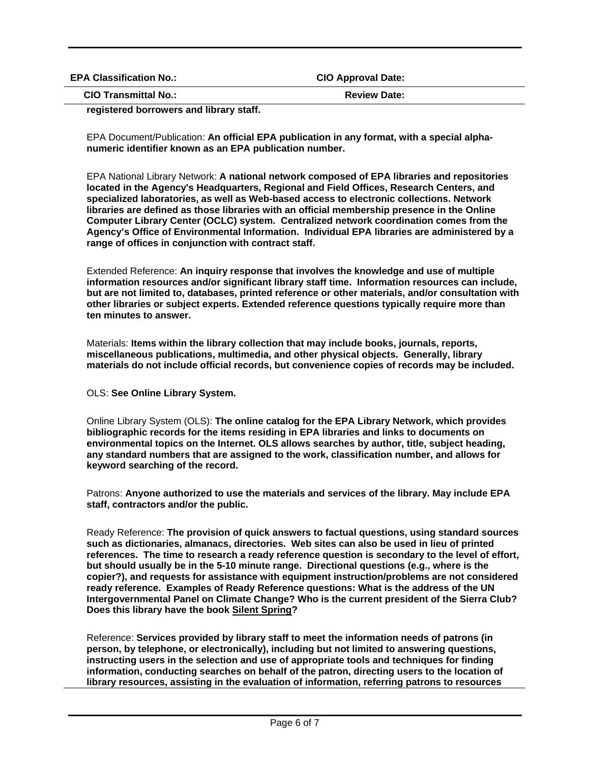**registered borrowers and library staff.**

EPA Document/Publication: **An official EPA publication in any format, with a special alpha-numeric identifier known as an EPA publication number.**

EPA National Library Network: **A national network composed of EPA libraries and repositories located in the Agency's Headquarters, Regional and Field Offices, Research Centers, and specialized laboratories, as well as Web-based access to electronic collections. Network libraries are defined as those libraries with an official membership presence in the Online Computer Library Center (OCLC) system. Centralized network coordination comes from the Agency's Office of Environmental Information. Individual EPA libraries are administered by a range of offices in conjunction with contract staff.**

Extended Reference: **An inquiry response that involves the knowledge and use of multiple information resources and/or significant library staff time. Information resources can include, but are not limited to, databases, printed reference or other materials, and/or consultation with other libraries or subject experts. Extended reference questions typically require more than ten minutes to answer.**

Materials: **Items within the library collection that may include books, journals, reports, miscellaneous publications, multimedia, and other physical objects. Generally, library materials do not include official records, but convenience copies of records may be included.**

OLS: **See Online Library System.**

Online Library System (OLS): **The online catalog for the EPA Library Network, which provides bibliographic records for the items residing in EPA libraries and links to documents on environmental topics on the Internet. OLS allows searches by author, title, subject heading, any standard numbers that are assigned to the work, classification number, and allows for keyword searching of the record.**

Patrons: **Anyone authorized to use the materials and services of the library. May include EPA staff, contractors and/or the public.**

Ready Reference: **The provision of quick answers to factual questions, using standard sources such as dictionaries, almanacs, directories. Web sites can also be used in lieu of printed references. The time to research a ready reference question is secondary to the level of effort, but should usually be in the 5-10 minute range. Directional questions (e.g., where is the copier?), and requests for assistance with equipment instruction/problems are not considered ready reference. Examples of Ready Reference questions: What is the address of the UN Intergovernmental Panel on Climate Change? Who is the current president of the Sierra Club? Does this library have the book <u>Silent Spring</u>?**

Reference: **Services provided by library staff to meet the information needs of patrons (in person, by telephone, or electronically), including but not limited to answering questions, instructing users in the selection and use of appropriate tools and techniques for finding information, conducting searches on behalf of the patron, directing users to the location of library resources, assisting in the evaluation of information, referring patrons to resources**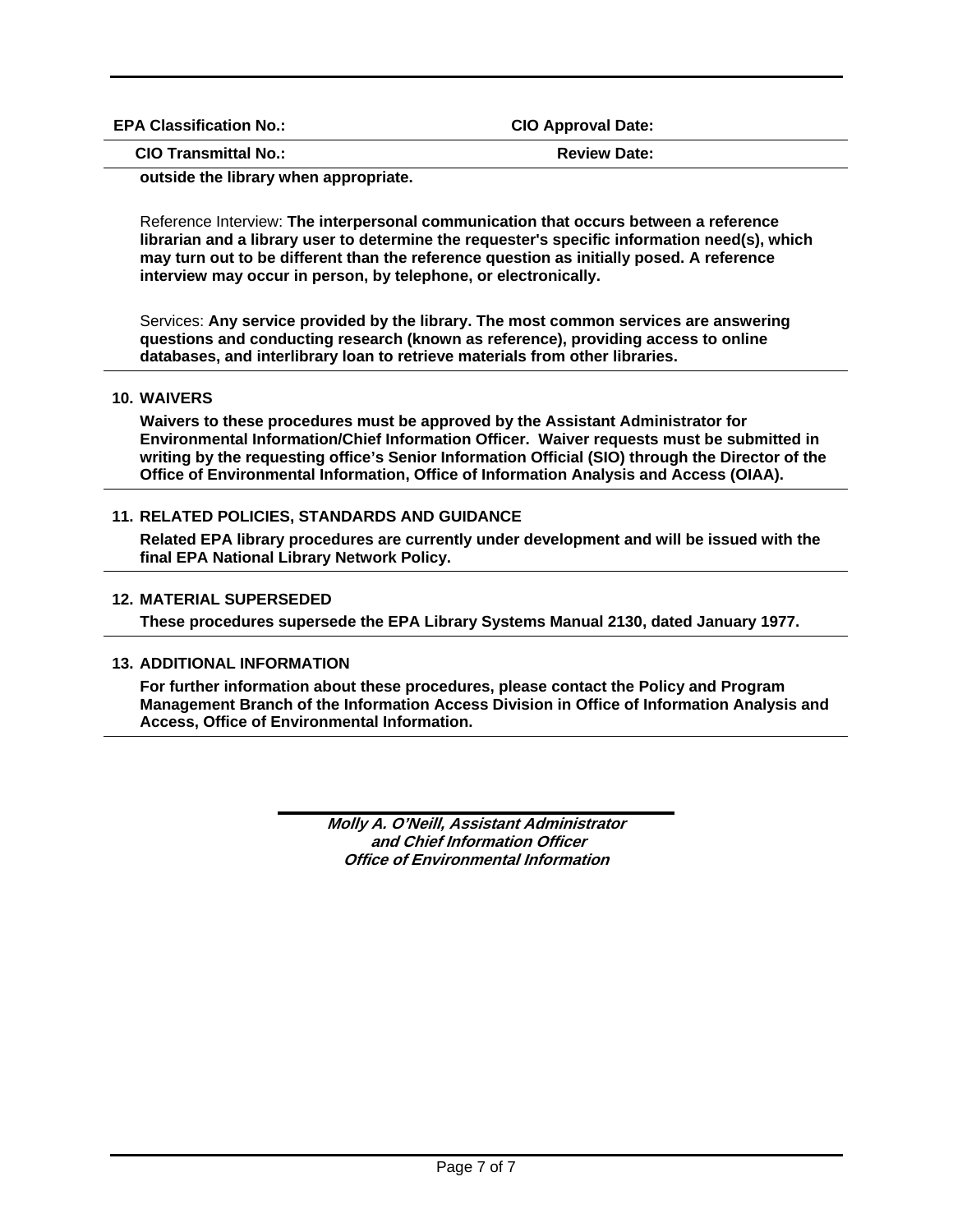| EPA Classification No.: | CIO Approval Date: |
| --- | --- |
| CIO Transmittal No.: | Review Date: |

**outside the library when appropriate.**

Reference Interview: **The interpersonal communication that occurs between a reference librarian and a library user to determine the requester's specific information need(s), which may turn out to be different than the reference question as initially posed. A reference interview may occur in person, by telephone, or electronically.**

Services: **Any service provided by the library. The most common services are answering questions and conducting research (known as reference), providing access to online databases, and interlibrary loan to retrieve materials from other libraries.**

## 10. WAIVERS

**Waivers to these procedures must be approved by the Assistant Administrator for Environmental Information/Chief Information Officer. Waiver requests must be submitted in writing by the requesting office's Senior Information Official (SIO) through the Director of the Office of Environmental Information, Office of Information Analysis and Access (OIAA).**

## 11. RELATED POLICIES, STANDARDS AND GUIDANCE

**Related EPA library procedures are currently under development and will be issued with the final EPA National Library Network Policy.**

## 12. MATERIAL SUPERSEDED

**These procedures supersede the EPA Library Systems Manual 2130, dated January 1977.**

## 13. ADDITIONAL INFORMATION

**For further information about these procedures, please contact the Policy and Program Management Branch of the Information Access Division in Office of Information Analysis and Access, Office of Environmental Information.**

***Molly A. O'Neill, Assistant Administrator***
***and Chief Information Officer***
***Office of Environmental Information***